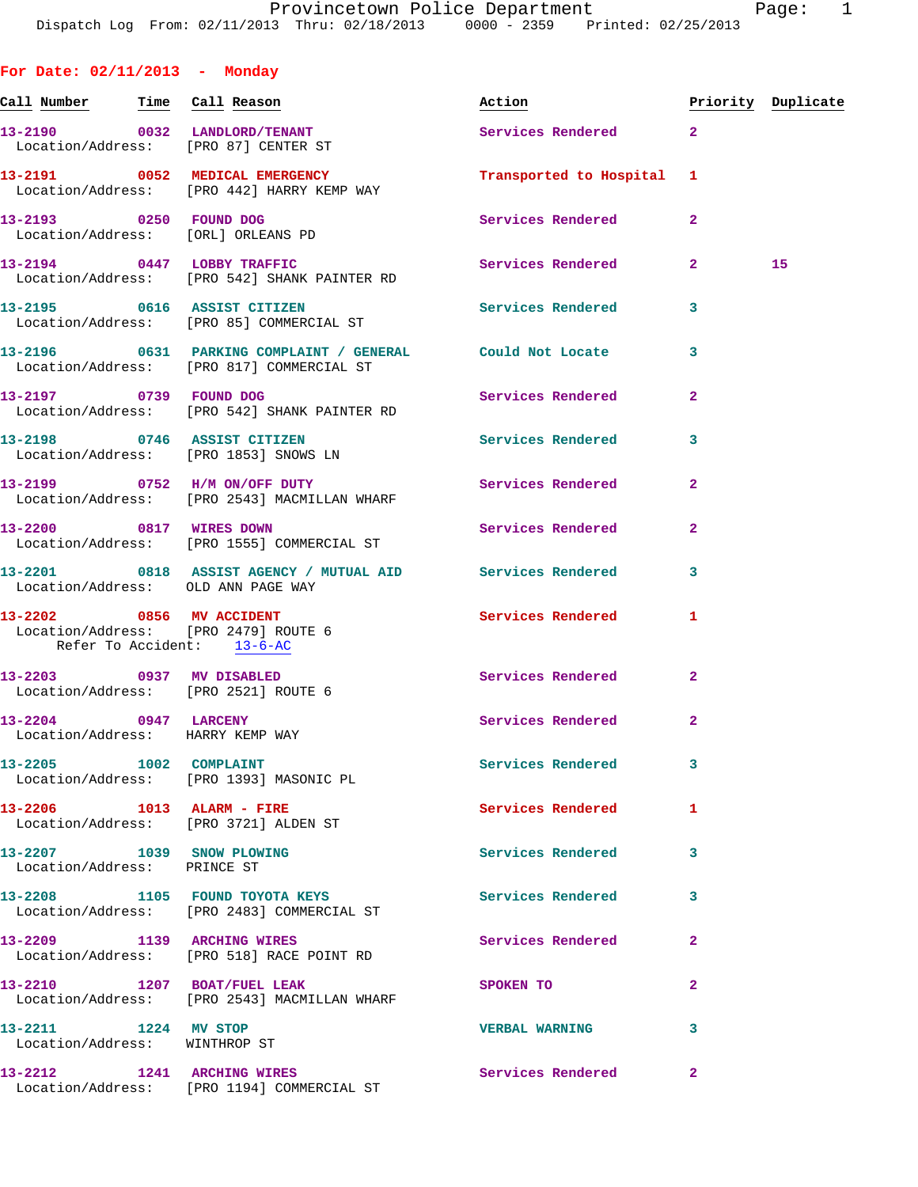# Provincetown Police Department

Dispatch Log From: 02/11/2013 Thru: 02/18/2013 0000 - 2359 Printed: 02/25/2013

## For Date: 02/11/2013 - Monday

| Call Number | Time | Call Reason | Action | Priority | Duplicate |
|---|---|---|---|---|---|
| 13-2190 | 0032 | LANDLORD/TENANT | Services Rendered | 2 | |
| Location/Address: | | [PRO 87] CENTER ST | | | |
| 13-2191 | 0052 | MEDICAL EMERGENCY | Transported to Hospital | 1 | |
| Location/Address: | | [PRO 442] HARRY KEMP WAY | | | |
| 13-2193 | 0250 | FOUND DOG | Services Rendered | 2 | |
| Location/Address: | | [ORL] ORLEANS PD | | | |
| 13-2194 | 0447 | LOBBY TRAFFIC | Services Rendered | 2 | 15 |
| Location/Address: | | [PRO 542] SHANK PAINTER RD | | | |
| 13-2195 | 0616 | ASSIST CITIZEN | Services Rendered | 3 | |
| Location/Address: | | [PRO 85] COMMERCIAL ST | | | |
| 13-2196 | 0631 | PARKING COMPLAINT / GENERAL | Could Not Locate | 3 | |
| Location/Address: | | [PRO 817] COMMERCIAL ST | | | |
| 13-2197 | 0739 | FOUND DOG | Services Rendered | 2 | |
| Location/Address: | | [PRO 542] SHANK PAINTER RD | | | |
| 13-2198 | 0746 | ASSIST CITIZEN | Services Rendered | 3 | |
| Location/Address: | | [PRO 1853] SNOWS LN | | | |
| 13-2199 | 0752 | H/M ON/OFF DUTY | Services Rendered | 2 | |
| Location/Address: | | [PRO 2543] MACMILLAN WHARF | | | |
| 13-2200 | 0817 | WIRES DOWN | Services Rendered | 2 | |
| Location/Address: | | [PRO 1555] COMMERCIAL ST | | | |
| 13-2201 | 0818 | ASSIST AGENCY / MUTUAL AID | Services Rendered | 3 | |
| Location/Address: | | OLD ANN PAGE WAY | | | |
| 13-2202 | 0856 | MV ACCIDENT | Services Rendered | 1 | |
| Location/Address: | | [PRO 2479] ROUTE 6 | | | |
| Refer To Accident: | | 13-6-AC | | | |
| 13-2203 | 0937 | MV DISABLED | Services Rendered | 2 | |
| Location/Address: | | [PRO 2521] ROUTE 6 | | | |
| 13-2204 | 0947 | LARCENY | Services Rendered | 2 | |
| Location/Address: | | HARRY KEMP WAY | | | |
| 13-2205 | 1002 | COMPLAINT | Services Rendered | 3 | |
| Location/Address: | | [PRO 1393] MASONIC PL | | | |
| 13-2206 | 1013 | ALARM - FIRE | Services Rendered | 1 | |
| Location/Address: | | [PRO 3721] ALDEN ST | | | |
| 13-2207 | 1039 | SNOW PLOWING | Services Rendered | 3 | |
| Location/Address: | | PRINCE ST | | | |
| 13-2208 | 1105 | FOUND TOYOTA KEYS | Services Rendered | 3 | |
| Location/Address: | | [PRO 2483] COMMERCIAL ST | | | |
| 13-2209 | 1139 | ARCHING WIRES | Services Rendered | 2 | |
| Location/Address: | | [PRO 518] RACE POINT RD | | | |
| 13-2210 | 1207 | BOAT/FUEL LEAK | SPOKEN TO | 2 | |
| Location/Address: | | [PRO 2543] MACMILLAN WHARF | | | |
| 13-2211 | 1224 | MV STOP | VERBAL WARNING | 3 | |
| Location/Address: | | WINTHROP ST | | | |
| 13-2212 | 1241 | ARCHING WIRES | Services Rendered | 2 | |
| Location/Address: | | [PRO 1194] COMMERCIAL ST | | | |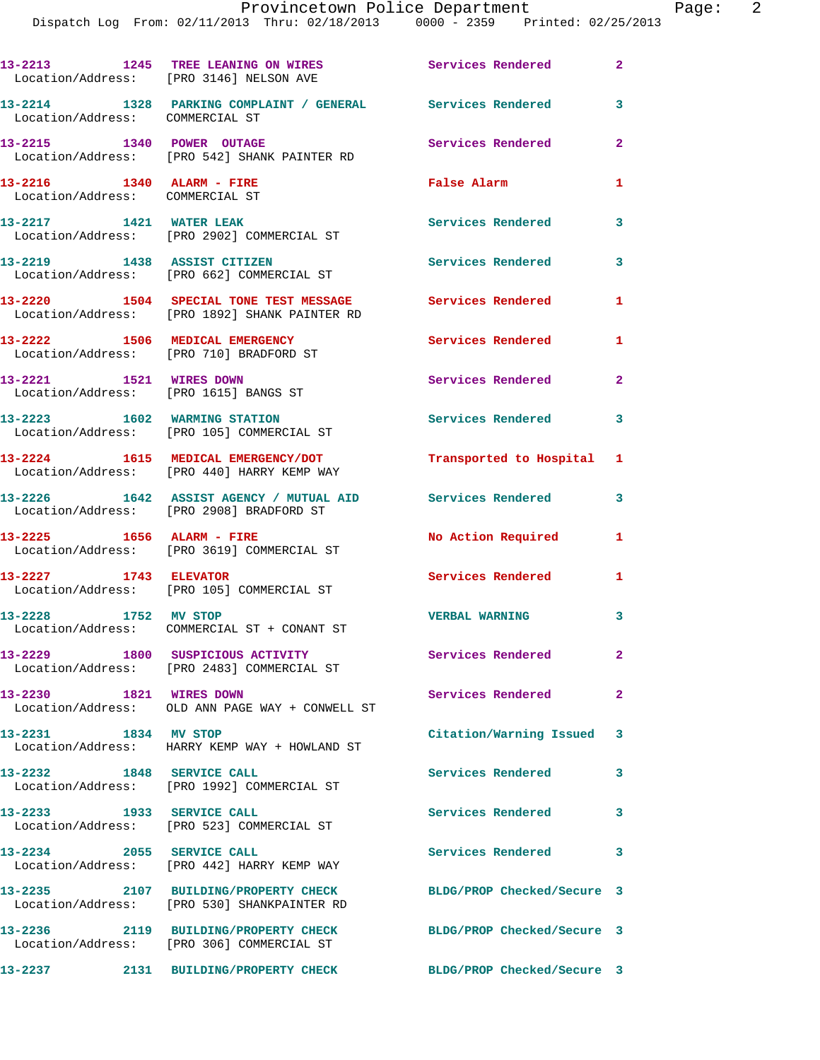13-2213 1245 TREE LEANING ON WIRES Services Rendered 2
Location/Address: [PRO 3146] NELSON AVE

13-2214 1328 PARKING COMPLAINT / GENERAL Services Rendered 3
Location/Address: COMMERCIAL ST

13-2215 1340 POWER OUTAGE Services Rendered 2
Location/Address: [PRO 542] SHANK PAINTER RD

13-2216 1340 ALARM - FIRE False Alarm 1
Location/Address: COMMERCIAL ST

13-2217 1421 WATER LEAK Services Rendered 3
Location/Address: [PRO 2902] COMMERCIAL ST

13-2219 1438 ASSIST CITIZEN Services Rendered 3
Location/Address: [PRO 662] COMMERCIAL ST

13-2220 1504 SPECIAL TONE TEST MESSAGE Services Rendered 1
Location/Address: [PRO 1892] SHANK PAINTER RD

13-2222 1506 MEDICAL EMERGENCY Services Rendered 1
Location/Address: [PRO 710] BRADFORD ST

13-2221 1521 WIRES DOWN Services Rendered 2
Location/Address: [PRO 1615] BANGS ST

13-2223 1602 WARMING STATION Services Rendered 3
Location/Address: [PRO 105] COMMERCIAL ST

13-2224 1615 MEDICAL EMERGENCY/DOT Transported to Hospital 1
Location/Address: [PRO 440] HARRY KEMP WAY

13-2226 1642 ASSIST AGENCY / MUTUAL AID Services Rendered 3
Location/Address: [PRO 2908] BRADFORD ST

13-2225 1656 ALARM - FIRE No Action Required 1
Location/Address: [PRO 3619] COMMERCIAL ST

13-2227 1743 ELEVATOR Services Rendered 1
Location/Address: [PRO 105] COMMERCIAL ST

13-2228 1752 MV STOP VERBAL WARNING 3
Location/Address: COMMERCIAL ST + CONANT ST

13-2229 1800 SUSPICIOUS ACTIVITY Services Rendered 2
Location/Address: [PRO 2483] COMMERCIAL ST

13-2230 1821 WIRES DOWN Services Rendered 2
Location/Address: OLD ANN PAGE WAY + CONWELL ST

13-2231 1834 MV STOP Citation/Warning Issued 3
Location/Address: HARRY KEMP WAY + HOWLAND ST

13-2232 1848 SERVICE CALL Services Rendered 3
Location/Address: [PRO 1992] COMMERCIAL ST

13-2233 1933 SERVICE CALL Services Rendered 3
Location/Address: [PRO 523] COMMERCIAL ST

13-2234 2055 SERVICE CALL Services Rendered 3
Location/Address: [PRO 442] HARRY KEMP WAY

13-2235 2107 BUILDING/PROPERTY CHECK BLDG/PROP Checked/Secure 3
Location/Address: [PRO 530] SHANKPAINTER RD

13-2236 2119 BUILDING/PROPERTY CHECK BLDG/PROP Checked/Secure 3
Location/Address: [PRO 306] COMMERCIAL ST

13-2237 2131 BUILDING/PROPERTY CHECK BLDG/PROP Checked/Secure 3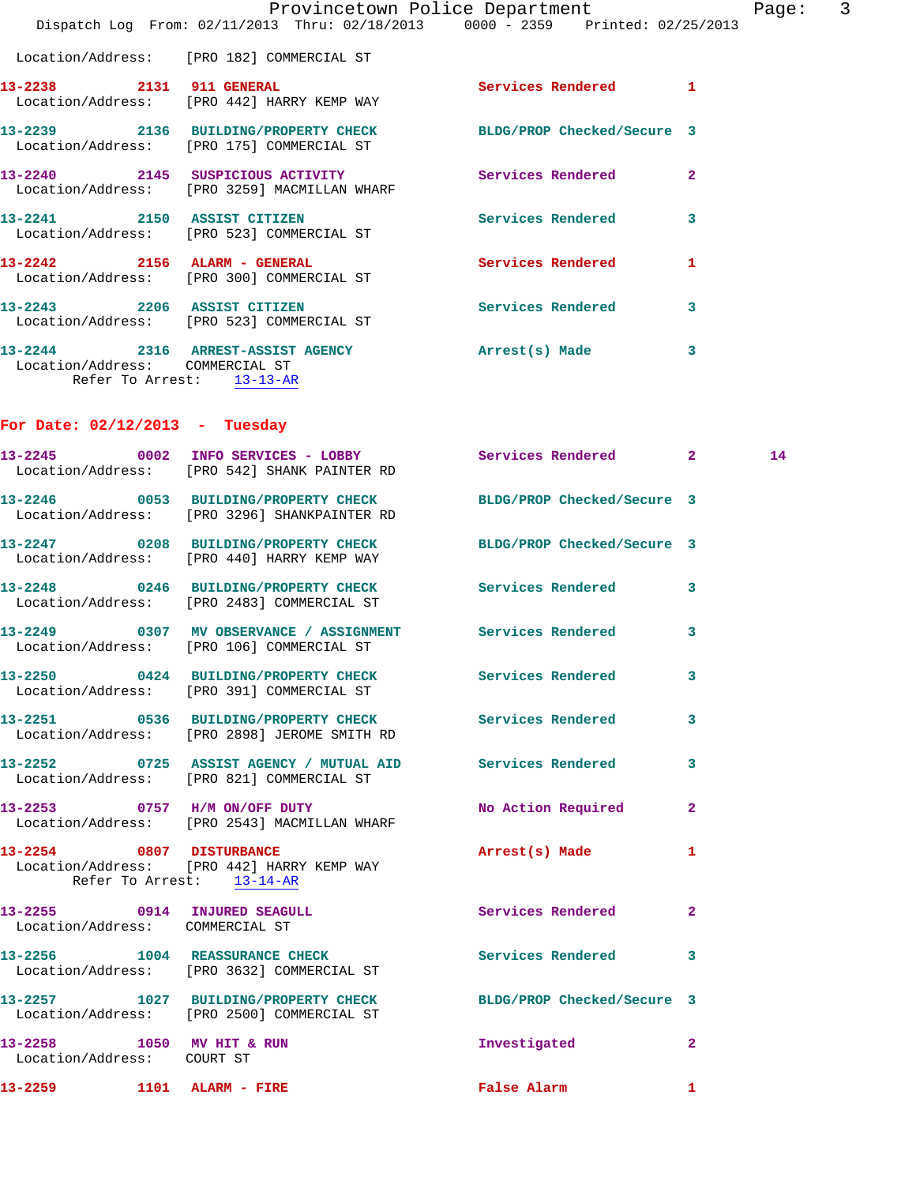Location/Address: [PRO 182] COMMERCIAL ST

**13-2238 2131 911 GENERAL** Services Rendered 1
Location/Address: [PRO 442] HARRY KEMP WAY

**13-2239 2136 BUILDING/PROPERTY CHECK** BLDG/PROP Checked/Secure 3
Location/Address: [PRO 175] COMMERCIAL ST

**13-2240 2145 SUSPICIOUS ACTIVITY** Services Rendered 2
Location/Address: [PRO 3259] MACMILLAN WHARF

**13-2241 2150 ASSIST CITIZEN** Services Rendered 3
Location/Address: [PRO 523] COMMERCIAL ST

**13-2242 2156 ALARM - GENERAL** Services Rendered 1
Location/Address: [PRO 300] COMMERCIAL ST

**13-2243 2206 ASSIST CITIZEN** Services Rendered 3
Location/Address: [PRO 523] COMMERCIAL ST

**13-2244 2316 ARREST-ASSIST AGENCY** Arrest(s) Made 3
Location/Address: COMMERCIAL ST
Refer To Arrest: 13-13-AR

## For Date: 02/12/2013 - Tuesday

**13-2245 0002 INFO SERVICES - LOBBY** Services Rendered 2 14
Location/Address: [PRO 542] SHANK PAINTER RD

**13-2246 0053 BUILDING/PROPERTY CHECK** BLDG/PROP Checked/Secure 3
Location/Address: [PRO 3296] SHANKPAINTER RD

**13-2247 0208 BUILDING/PROPERTY CHECK** BLDG/PROP Checked/Secure 3
Location/Address: [PRO 440] HARRY KEMP WAY

**13-2248 0246 BUILDING/PROPERTY CHECK** Services Rendered 3
Location/Address: [PRO 2483] COMMERCIAL ST

**13-2249 0307 MV OBSERVANCE / ASSIGNMENT** Services Rendered 3
Location/Address: [PRO 106] COMMERCIAL ST

**13-2250 0424 BUILDING/PROPERTY CHECK** Services Rendered 3
Location/Address: [PRO 391] COMMERCIAL ST

**13-2251 0536 BUILDING/PROPERTY CHECK** Services Rendered 3
Location/Address: [PRO 2898] JEROME SMITH RD

**13-2252 0725 ASSIST AGENCY / MUTUAL AID** Services Rendered 3
Location/Address: [PRO 821] COMMERCIAL ST

**13-2253 0757 H/M ON/OFF DUTY** No Action Required 2
Location/Address: [PRO 2543] MACMILLAN WHARF

**13-2254 0807 DISTURBANCE** Arrest(s) Made 1
Location/Address: [PRO 442] HARRY KEMP WAY
Refer To Arrest: 13-14-AR

**13-2255 0914 INJURED SEAGULL** Services Rendered 2
Location/Address: COMMERCIAL ST

**13-2256 1004 REASSURANCE CHECK** Services Rendered 3
Location/Address: [PRO 3632] COMMERCIAL ST

**13-2257 1027 BUILDING/PROPERTY CHECK** BLDG/PROP Checked/Secure 3
Location/Address: [PRO 2500] COMMERCIAL ST

**13-2258 1050 MV HIT & RUN** Investigated 2
Location/Address: COURT ST

**13-2259 1101 ALARM - FIRE** False Alarm 1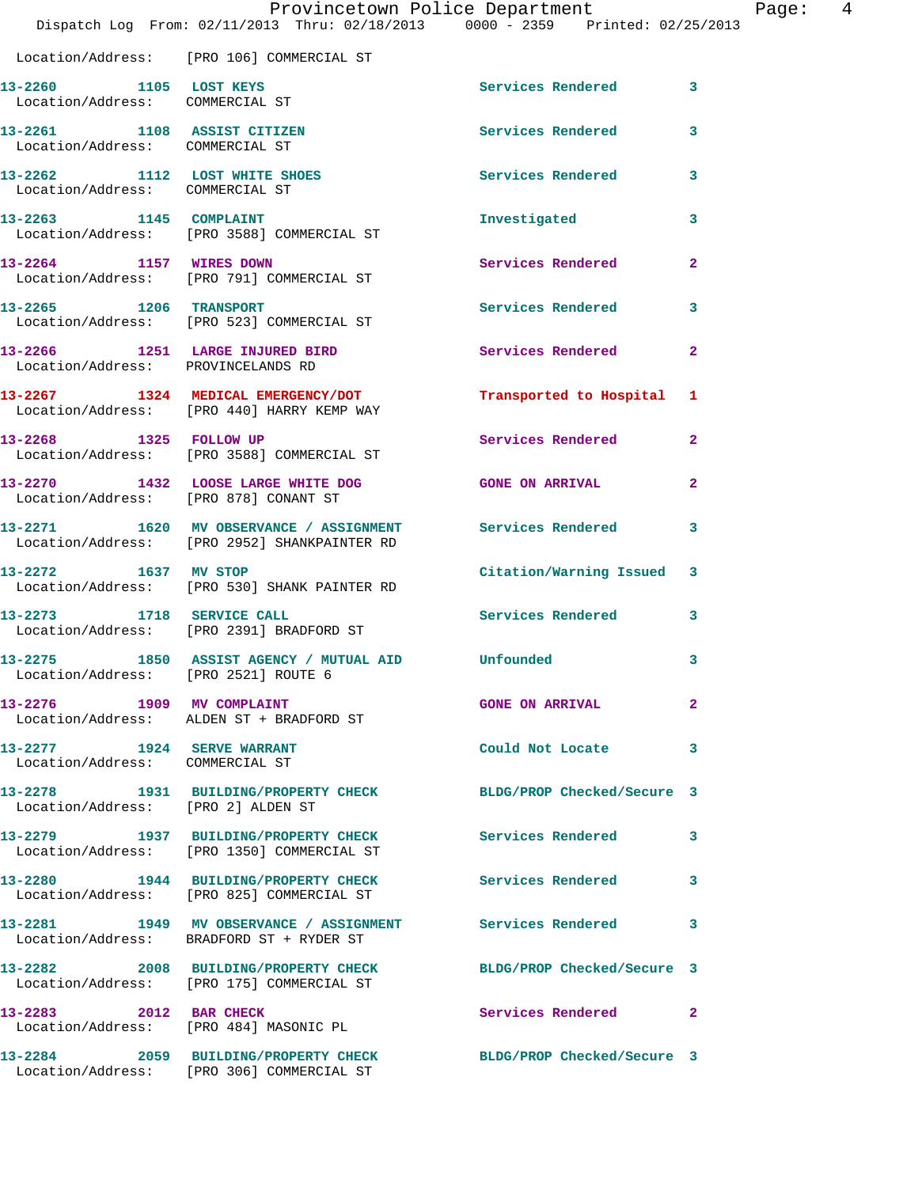Location/Address: [PRO 106] COMMERCIAL ST

**13-2260** 1105 LOST KEYS Services Rendered 3
Location/Address: COMMERCIAL ST

**13-2261** 1108 ASSIST CITIZEN Services Rendered 3
Location/Address: COMMERCIAL ST

**13-2262** 1112 LOST WHITE SHOES Services Rendered 3
Location/Address: COMMERCIAL ST

**13-2263** 1145 COMPLAINT Investigated 3
Location/Address: [PRO 3588] COMMERCIAL ST

**13-2264** 1157 WIRES DOWN Services Rendered 2
Location/Address: [PRO 791] COMMERCIAL ST

**13-2265** 1206 TRANSPORT Services Rendered 3
Location/Address: [PRO 523] COMMERCIAL ST

**13-2266** 1251 LARGE INJURED BIRD Services Rendered 2
Location/Address: PROVINCELANDS RD

**13-2267** 1324 MEDICAL EMERGENCY/DOT Transported to Hospital 1
Location/Address: [PRO 440] HARRY KEMP WAY

**13-2268** 1325 FOLLOW UP Services Rendered 2
Location/Address: [PRO 3588] COMMERCIAL ST

**13-2270** 1432 LOOSE LARGE WHITE DOG GONE ON ARRIVAL 2
Location/Address: [PRO 878] CONANT ST

**13-2271** 1620 MV OBSERVANCE / ASSIGNMENT Services Rendered 3
Location/Address: [PRO 2952] SHANKPAINTER RD

**13-2272** 1637 MV STOP Citation/Warning Issued 3
Location/Address: [PRO 530] SHANK PAINTER RD

**13-2273** 1718 SERVICE CALL Services Rendered 3
Location/Address: [PRO 2391] BRADFORD ST

**13-2275** 1850 ASSIST AGENCY / MUTUAL AID Unfounded 3
Location/Address: [PRO 2521] ROUTE 6

**13-2276** 1909 MV COMPLAINT GONE ON ARRIVAL 2
Location/Address: ALDEN ST + BRADFORD ST

**13-2277** 1924 SERVE WARRANT Could Not Locate 3
Location/Address: COMMERCIAL ST

**13-2278** 1931 BUILDING/PROPERTY CHECK BLDG/PROP Checked/Secure 3
Location/Address: [PRO 2] ALDEN ST

**13-2279** 1937 BUILDING/PROPERTY CHECK Services Rendered 3
Location/Address: [PRO 1350] COMMERCIAL ST

**13-2280** 1944 BUILDING/PROPERTY CHECK Services Rendered 3
Location/Address: [PRO 825] COMMERCIAL ST

**13-2281** 1949 MV OBSERVANCE / ASSIGNMENT Services Rendered 3
Location/Address: BRADFORD ST + RYDER ST

**13-2282** 2008 BUILDING/PROPERTY CHECK BLDG/PROP Checked/Secure 3
Location/Address: [PRO 175] COMMERCIAL ST

**13-2283** 2012 BAR CHECK Services Rendered 2
Location/Address: [PRO 484] MASONIC PL

**13-2284** 2059 BUILDING/PROPERTY CHECK BLDG/PROP Checked/Secure 3
Location/Address: [PRO 306] COMMERCIAL ST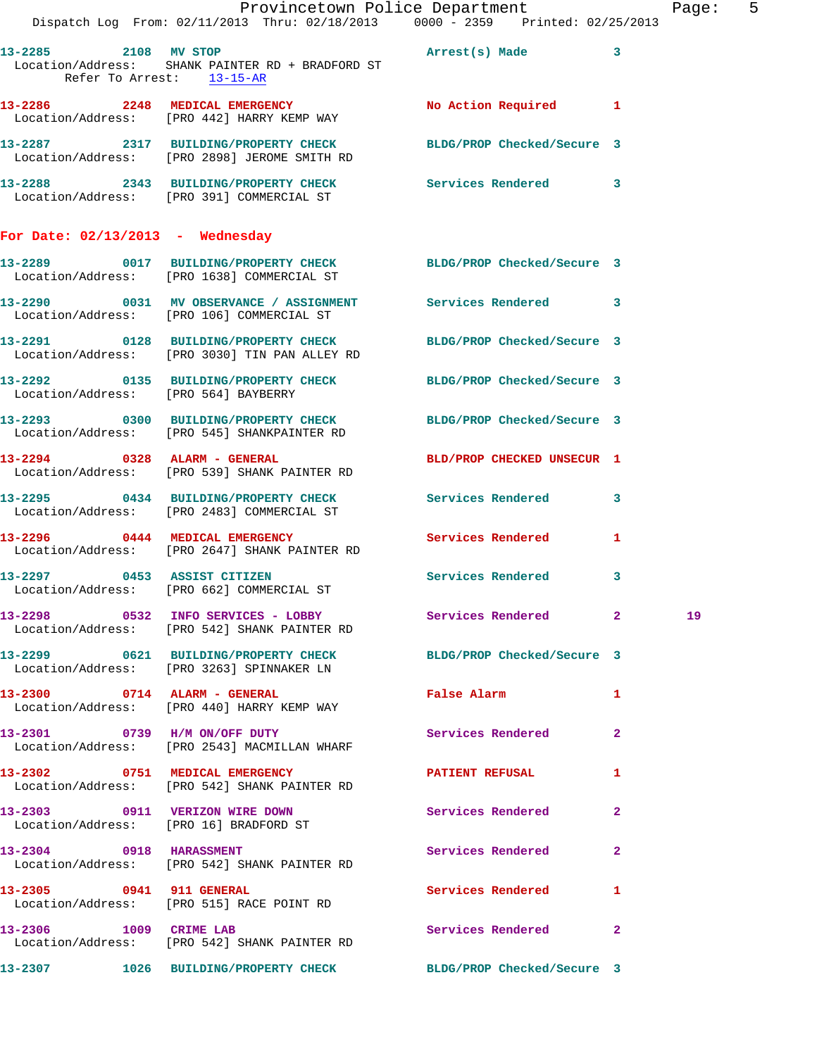13-2285 2108 MV STOP Arrest(s) Made 3
Location/Address: SHANK PAINTER RD + BRADFORD ST
Refer To Arrest: 13-15-AR

13-2286 2248 MEDICAL EMERGENCY No Action Required 1
Location/Address: [PRO 442] HARRY KEMP WAY

13-2287 2317 BUILDING/PROPERTY CHECK BLDG/PROP Checked/Secure 3
Location/Address: [PRO 2898] JEROME SMITH RD

13-2288 2343 BUILDING/PROPERTY CHECK Services Rendered 3
Location/Address: [PRO 391] COMMERCIAL ST

## For Date: 02/13/2013 - Wednesday

13-2289 0017 BUILDING/PROPERTY CHECK BLDG/PROP Checked/Secure 3
Location/Address: [PRO 1638] COMMERCIAL ST

13-2290 0031 MV OBSERVANCE / ASSIGNMENT Services Rendered 3
Location/Address: [PRO 106] COMMERCIAL ST

13-2291 0128 BUILDING/PROPERTY CHECK BLDG/PROP Checked/Secure 3
Location/Address: [PRO 3030] TIN PAN ALLEY RD

13-2292 0135 BUILDING/PROPERTY CHECK BLDG/PROP Checked/Secure 3
Location/Address: [PRO 564] BAYBERRY

13-2293 0300 BUILDING/PROPERTY CHECK BLDG/PROP Checked/Secure 3
Location/Address: [PRO 545] SHANKPAINTER RD

13-2294 0328 ALARM - GENERAL BLD/PROP CHECKED UNSECUR 1
Location/Address: [PRO 539] SHANK PAINTER RD

13-2295 0434 BUILDING/PROPERTY CHECK Services Rendered 3
Location/Address: [PRO 2483] COMMERCIAL ST

13-2296 0444 MEDICAL EMERGENCY Services Rendered 1
Location/Address: [PRO 2647] SHANK PAINTER RD

13-2297 0453 ASSIST CITIZEN Services Rendered 3
Location/Address: [PRO 662] COMMERCIAL ST

13-2298 0532 INFO SERVICES - LOBBY Services Rendered 2 19
Location/Address: [PRO 542] SHANK PAINTER RD

13-2299 0621 BUILDING/PROPERTY CHECK BLDG/PROP Checked/Secure 3
Location/Address: [PRO 3263] SPINNAKER LN

13-2300 0714 ALARM - GENERAL False Alarm 1
Location/Address: [PRO 440] HARRY KEMP WAY

13-2301 0739 H/M ON/OFF DUTY Services Rendered 2
Location/Address: [PRO 2543] MACMILLAN WHARF

13-2302 0751 MEDICAL EMERGENCY PATIENT REFUSAL 1
Location/Address: [PRO 542] SHANK PAINTER RD

13-2303 0911 VERIZON WIRE DOWN Services Rendered 2
Location/Address: [PRO 16] BRADFORD ST

13-2304 0918 HARASSMENT Services Rendered 2
Location/Address: [PRO 542] SHANK PAINTER RD

13-2305 0941 911 GENERAL Services Rendered 1
Location/Address: [PRO 515] RACE POINT RD

13-2306 1009 CRIME LAB Services Rendered 2
Location/Address: [PRO 542] SHANK PAINTER RD

13-2307 1026 BUILDING/PROPERTY CHECK BLDG/PROP Checked/Secure 3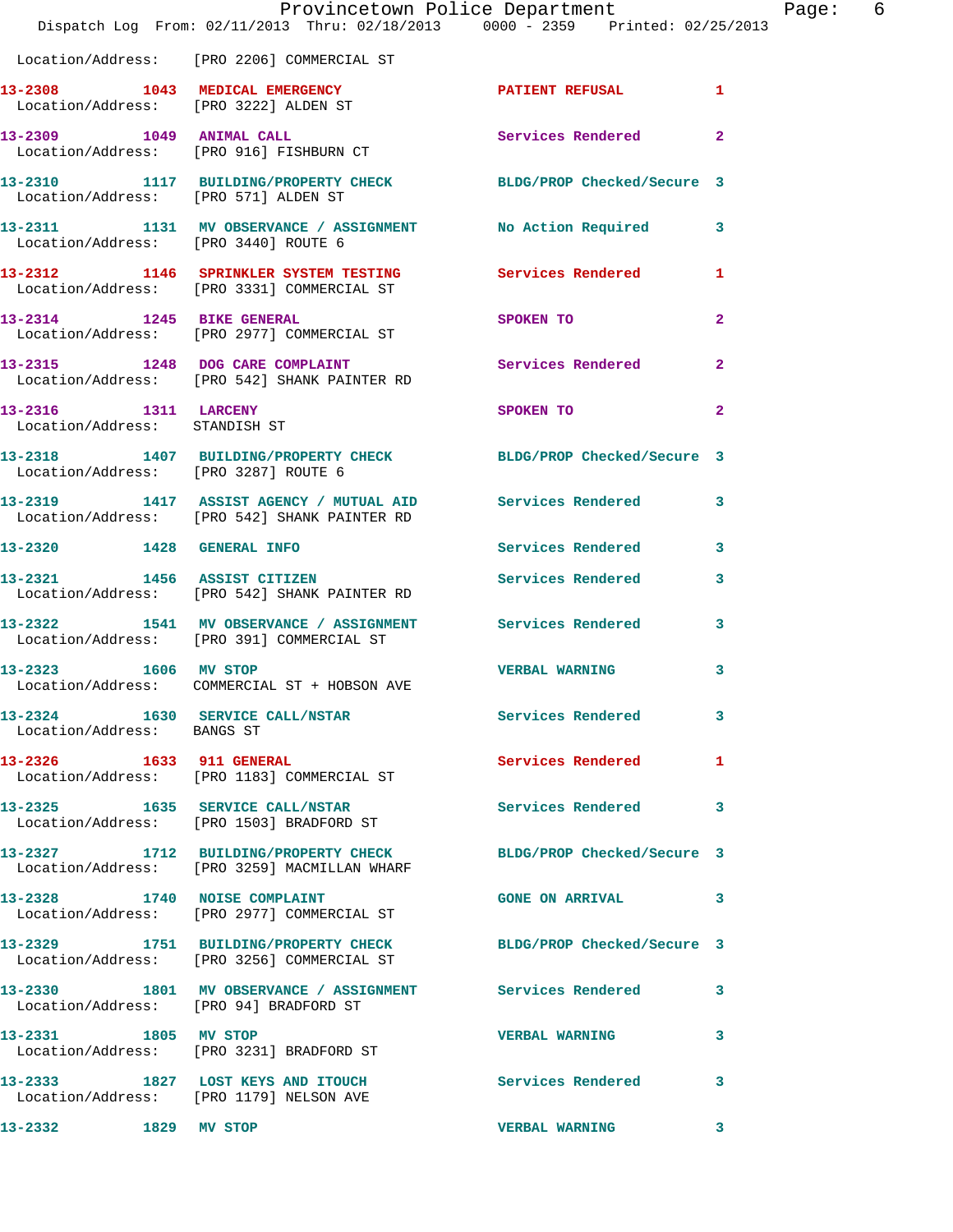Location/Address: [PRO 2206] COMMERCIAL ST

13-2308 1043 MEDICAL EMERGENCY PATIENT REFUSAL 1
Location/Address: [PRO 3222] ALDEN ST

13-2309 1049 ANIMAL CALL Services Rendered 2
Location/Address: [PRO 916] FISHBURN CT

13-2310 1117 BUILDING/PROPERTY CHECK BLDG/PROP Checked/Secure 3
Location/Address: [PRO 571] ALDEN ST

13-2311 1131 MV OBSERVANCE / ASSIGNMENT No Action Required 3
Location/Address: [PRO 3440] ROUTE 6

13-2312 1146 SPRINKLER SYSTEM TESTING Services Rendered 1
Location/Address: [PRO 3331] COMMERCIAL ST

13-2314 1245 BIKE GENERAL SPOKEN TO 2
Location/Address: [PRO 2977] COMMERCIAL ST

13-2315 1248 DOG CARE COMPLAINT Services Rendered 2
Location/Address: [PRO 542] SHANK PAINTER RD

13-2316 1311 LARCENY SPOKEN TO 2
Location/Address: STANDISH ST

13-2318 1407 BUILDING/PROPERTY CHECK BLDG/PROP Checked/Secure 3
Location/Address: [PRO 3287] ROUTE 6

13-2319 1417 ASSIST AGENCY / MUTUAL AID Services Rendered 3
Location/Address: [PRO 542] SHANK PAINTER RD

13-2320 1428 GENERAL INFO Services Rendered 3

13-2321 1456 ASSIST CITIZEN Services Rendered 3
Location/Address: [PRO 542] SHANK PAINTER RD

13-2322 1541 MV OBSERVANCE / ASSIGNMENT Services Rendered 3
Location/Address: [PRO 391] COMMERCIAL ST

13-2323 1606 MV STOP VERBAL WARNING 3
Location/Address: COMMERCIAL ST + HOBSON AVE

13-2324 1630 SERVICE CALL/NSTAR Services Rendered 3
Location/Address: BANGS ST

13-2326 1633 911 GENERAL Services Rendered 1
Location/Address: [PRO 1183] COMMERCIAL ST

13-2325 1635 SERVICE CALL/NSTAR Services Rendered 3
Location/Address: [PRO 1503] BRADFORD ST

13-2327 1712 BUILDING/PROPERTY CHECK BLDG/PROP Checked/Secure 3
Location/Address: [PRO 3259] MACMILLAN WHARF

13-2328 1740 NOISE COMPLAINT GONE ON ARRIVAL 3
Location/Address: [PRO 2977] COMMERCIAL ST

13-2329 1751 BUILDING/PROPERTY CHECK BLDG/PROP Checked/Secure 3
Location/Address: [PRO 3256] COMMERCIAL ST

13-2330 1801 MV OBSERVANCE / ASSIGNMENT Services Rendered 3
Location/Address: [PRO 94] BRADFORD ST

13-2331 1805 MV STOP VERBAL WARNING 3
Location/Address: [PRO 3231] BRADFORD ST

13-2333 1827 LOST KEYS AND ITOUCH Services Rendered 3
Location/Address: [PRO 1179] NELSON AVE

13-2332 1829 MV STOP VERBAL WARNING 3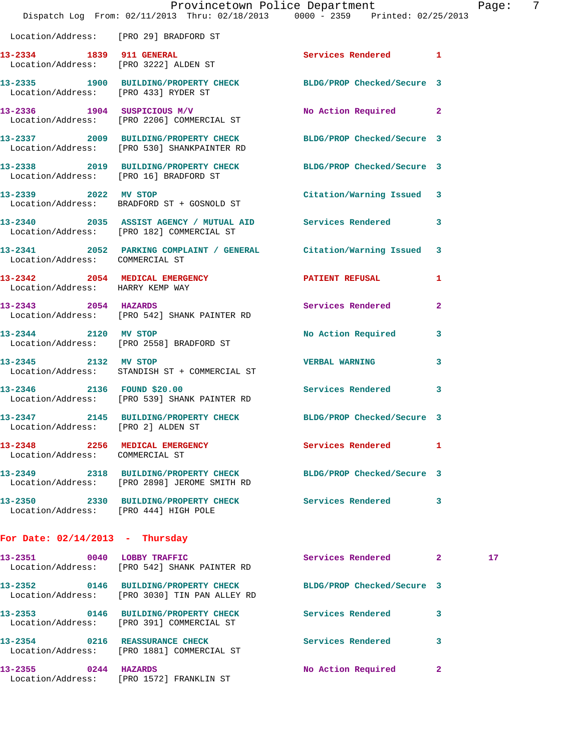Location/Address: [PRO 29] BRADFORD ST

**13-2334 1839 911 GENERAL** Services Rendered 1
Location/Address: [PRO 3222] ALDEN ST

**13-2335 1900 BUILDING/PROPERTY CHECK** BLDG/PROP Checked/Secure 3
Location/Address: [PRO 433] RYDER ST

**13-2336 1904 SUSPICIOUS M/V** No Action Required 2
Location/Address: [PRO 2206] COMMERCIAL ST

**13-2337 2009 BUILDING/PROPERTY CHECK** BLDG/PROP Checked/Secure 3
Location/Address: [PRO 530] SHANKPAINTER RD

**13-2338 2019 BUILDING/PROPERTY CHECK** BLDG/PROP Checked/Secure 3
Location/Address: [PRO 16] BRADFORD ST

**13-2339 2022 MV STOP** Citation/Warning Issued 3
Location/Address: BRADFORD ST + GOSNOLD ST

**13-2340 2035 ASSIST AGENCY / MUTUAL AID** Services Rendered 3
Location/Address: [PRO 182] COMMERCIAL ST

**13-2341 2052 PARKING COMPLAINT / GENERAL** Citation/Warning Issued 3
Location/Address: COMMERCIAL ST

**13-2342 2054 MEDICAL EMERGENCY** PATIENT REFUSAL 1
Location/Address: HARRY KEMP WAY

**13-2343 2054 HAZARDS** Services Rendered 2
Location/Address: [PRO 542] SHANK PAINTER RD

**13-2344 2120 MV STOP** No Action Required 3
Location/Address: [PRO 2558] BRADFORD ST

**13-2345 2132 MV STOP** VERBAL WARNING 3
Location/Address: STANDISH ST + COMMERCIAL ST

**13-2346 2136 FOUND $20.00** Services Rendered 3
Location/Address: [PRO 539] SHANK PAINTER RD

**13-2347 2145 BUILDING/PROPERTY CHECK** BLDG/PROP Checked/Secure 3
Location/Address: [PRO 2] ALDEN ST

**13-2348 2256 MEDICAL EMERGENCY** Services Rendered 1
Location/Address: COMMERCIAL ST

**13-2349 2318 BUILDING/PROPERTY CHECK** BLDG/PROP Checked/Secure 3
Location/Address: [PRO 2898] JEROME SMITH RD

**13-2350 2330 BUILDING/PROPERTY CHECK** Services Rendered 3
Location/Address: [PRO 444] HIGH POLE

## For Date: 02/14/2013 - Thursday

**13-2351 0040 LOBBY TRAFFIC** Services Rendered 2 17
Location/Address: [PRO 542] SHANK PAINTER RD

**13-2352 0146 BUILDING/PROPERTY CHECK** BLDG/PROP Checked/Secure 3
Location/Address: [PRO 3030] TIN PAN ALLEY RD

**13-2353 0146 BUILDING/PROPERTY CHECK** Services Rendered 3
Location/Address: [PRO 391] COMMERCIAL ST

**13-2354 0216 REASSURANCE CHECK** Services Rendered 3
Location/Address: [PRO 1881] COMMERCIAL ST

**13-2355 0244 HAZARDS** No Action Required 2
Location/Address: [PRO 1572] FRANKLIN ST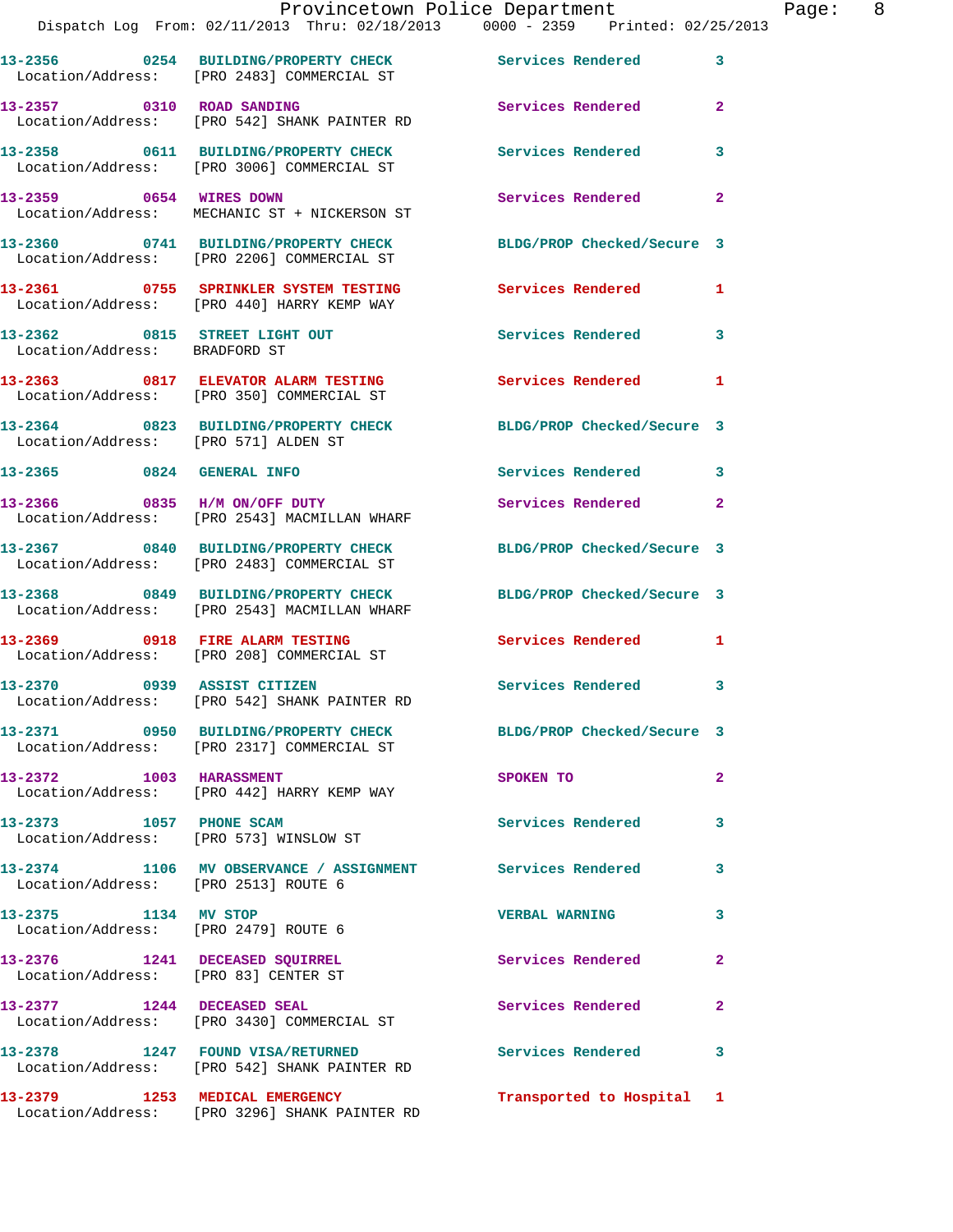| Call # | Time | Call Reason | Action | Priority |
|---|---|---|---|---|
| 13-2356 | 0254 | BUILDING/PROPERTY CHECK | Services Rendered | 3 |
| Location/Address: | | [PRO 2483] COMMERCIAL ST | | |
| 13-2357 | 0310 | ROAD SANDING | Services Rendered | 2 |
| Location/Address: | | [PRO 542] SHANK PAINTER RD | | |
| 13-2358 | 0611 | BUILDING/PROPERTY CHECK | Services Rendered | 3 |
| Location/Address: | | [PRO 3006] COMMERCIAL ST | | |
| 13-2359 | 0654 | WIRES DOWN | Services Rendered | 2 |
| Location/Address: | | MECHANIC ST + NICKERSON ST | | |
| 13-2360 | 0741 | BUILDING/PROPERTY CHECK | BLDG/PROP Checked/Secure | 3 |
| Location/Address: | | [PRO 2206] COMMERCIAL ST | | |
| 13-2361 | 0755 | SPRINKLER SYSTEM TESTING | Services Rendered | 1 |
| Location/Address: | | [PRO 440] HARRY KEMP WAY | | |
| 13-2362 | 0815 | STREET LIGHT OUT | Services Rendered | 3 |
| Location/Address: | | BRADFORD ST | | |
| 13-2363 | 0817 | ELEVATOR ALARM TESTING | Services Rendered | 1 |
| Location/Address: | | [PRO 350] COMMERCIAL ST | | |
| 13-2364 | 0823 | BUILDING/PROPERTY CHECK | BLDG/PROP Checked/Secure | 3 |
| Location/Address: | | [PRO 571] ALDEN ST | | |
| 13-2365 | 0824 | GENERAL INFO | Services Rendered | 3 |
| 13-2366 | 0835 | H/M ON/OFF DUTY | Services Rendered | 2 |
| Location/Address: | | [PRO 2543] MACMILLAN WHARF | | |
| 13-2367 | 0840 | BUILDING/PROPERTY CHECK | BLDG/PROP Checked/Secure | 3 |
| Location/Address: | | [PRO 2483] COMMERCIAL ST | | |
| 13-2368 | 0849 | BUILDING/PROPERTY CHECK | BLDG/PROP Checked/Secure | 3 |
| Location/Address: | | [PRO 2543] MACMILLAN WHARF | | |
| 13-2369 | 0918 | FIRE ALARM TESTING | Services Rendered | 1 |
| Location/Address: | | [PRO 208] COMMERCIAL ST | | |
| 13-2370 | 0939 | ASSIST CITIZEN | Services Rendered | 3 |
| Location/Address: | | [PRO 542] SHANK PAINTER RD | | |
| 13-2371 | 0950 | BUILDING/PROPERTY CHECK | BLDG/PROP Checked/Secure | 3 |
| Location/Address: | | [PRO 2317] COMMERCIAL ST | | |
| 13-2372 | 1003 | HARASSMENT | SPOKEN TO | 2 |
| Location/Address: | | [PRO 442] HARRY KEMP WAY | | |
| 13-2373 | 1057 | PHONE SCAM | Services Rendered | 3 |
| Location/Address: | | [PRO 573] WINSLOW ST | | |
| 13-2374 | 1106 | MV OBSERVANCE / ASSIGNMENT | Services Rendered | 3 |
| Location/Address: | | [PRO 2513] ROUTE 6 | | |
| 13-2375 | 1134 | MV STOP | VERBAL WARNING | 3 |
| Location/Address: | | [PRO 2479] ROUTE 6 | | |
| 13-2376 | 1241 | DECEASED SQUIRREL | Services Rendered | 2 |
| Location/Address: | | [PRO 83] CENTER ST | | |
| 13-2377 | 1244 | DECEASED SEAL | Services Rendered | 2 |
| Location/Address: | | [PRO 3430] COMMERCIAL ST | | |
| 13-2378 | 1247 | FOUND VISA/RETURNED | Services Rendered | 3 |
| Location/Address: | | [PRO 542] SHANK PAINTER RD | | |
| 13-2379 | 1253 | MEDICAL EMERGENCY | Transported to Hospital | 1 |
| Location/Address: | | [PRO 3296] SHANK PAINTER RD | | |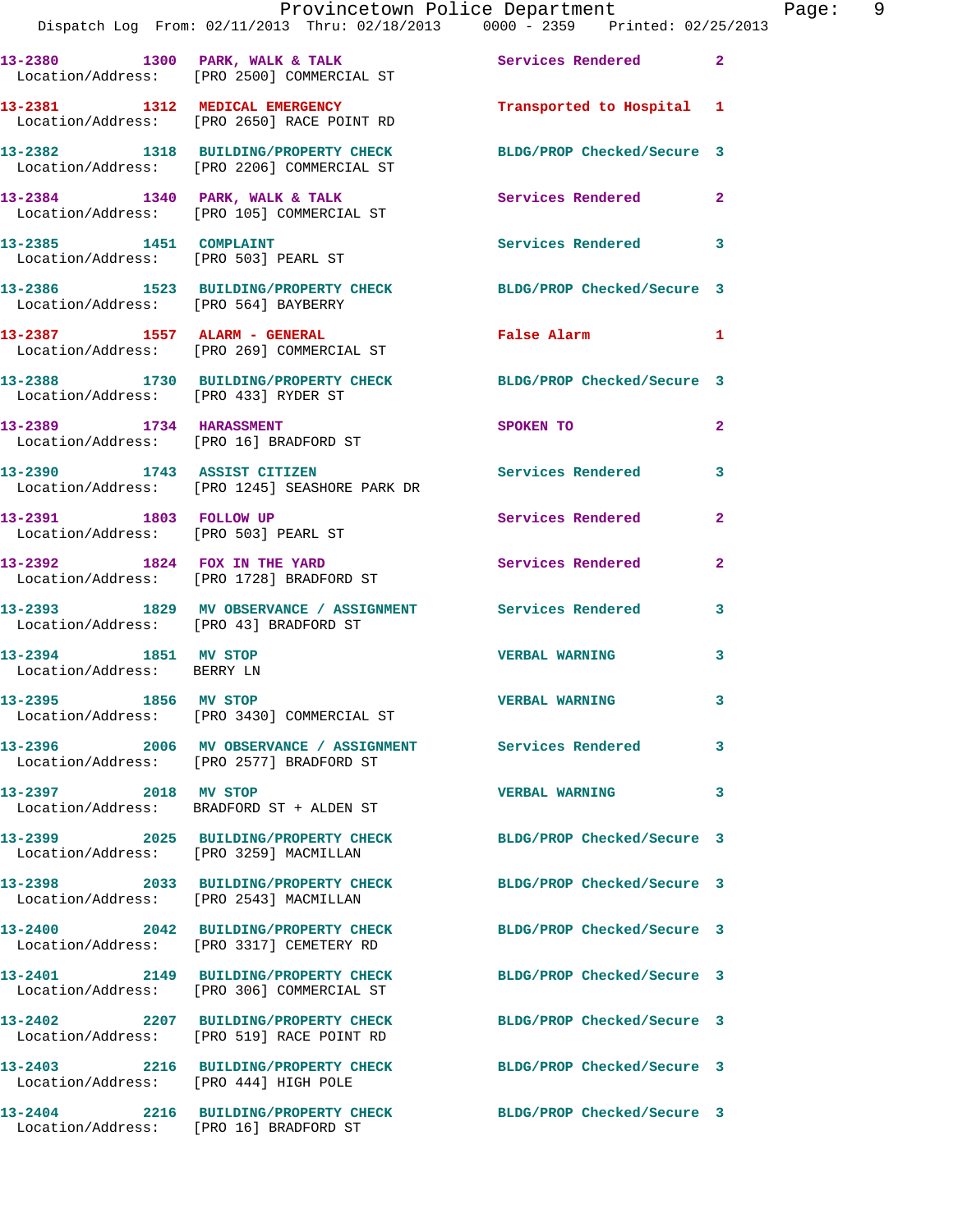13-2380 1300 PARK, WALK & TALK Services Rendered 2
Location/Address: [PRO 2500] COMMERCIAL ST

13-2381 1312 MEDICAL EMERGENCY Transported to Hospital 1
Location/Address: [PRO 2650] RACE POINT RD

13-2382 1318 BUILDING/PROPERTY CHECK BLDG/PROP Checked/Secure 3
Location/Address: [PRO 2206] COMMERCIAL ST

13-2384 1340 PARK, WALK & TALK Services Rendered 2
Location/Address: [PRO 105] COMMERCIAL ST

13-2385 1451 COMPLAINT Services Rendered 3
Location/Address: [PRO 503] PEARL ST

13-2386 1523 BUILDING/PROPERTY CHECK BLDG/PROP Checked/Secure 3
Location/Address: [PRO 564] BAYBERRY

13-2387 1557 ALARM - GENERAL False Alarm 1
Location/Address: [PRO 269] COMMERCIAL ST

13-2388 1730 BUILDING/PROPERTY CHECK BLDG/PROP Checked/Secure 3
Location/Address: [PRO 433] RYDER ST

13-2389 1734 HARASSMENT SPOKEN TO 2
Location/Address: [PRO 16] BRADFORD ST

13-2390 1743 ASSIST CITIZEN Services Rendered 3
Location/Address: [PRO 1245] SEASHORE PARK DR

13-2391 1803 FOLLOW UP Services Rendered 2
Location/Address: [PRO 503] PEARL ST

13-2392 1824 FOX IN THE YARD Services Rendered 2
Location/Address: [PRO 1728] BRADFORD ST

13-2393 1829 MV OBSERVANCE / ASSIGNMENT Services Rendered 3
Location/Address: [PRO 43] BRADFORD ST

13-2394 1851 MV STOP VERBAL WARNING 3
Location/Address: BERRY LN

13-2395 1856 MV STOP VERBAL WARNING 3
Location/Address: [PRO 3430] COMMERCIAL ST

13-2396 2006 MV OBSERVANCE / ASSIGNMENT Services Rendered 3
Location/Address: [PRO 2577] BRADFORD ST

13-2397 2018 MV STOP VERBAL WARNING 3
Location/Address: BRADFORD ST + ALDEN ST

13-2399 2025 BUILDING/PROPERTY CHECK BLDG/PROP Checked/Secure 3
Location/Address: [PRO 3259] MACMILLAN

13-2398 2033 BUILDING/PROPERTY CHECK BLDG/PROP Checked/Secure 3
Location/Address: [PRO 2543] MACMILLAN

13-2400 2042 BUILDING/PROPERTY CHECK BLDG/PROP Checked/Secure 3
Location/Address: [PRO 3317] CEMETERY RD

13-2401 2149 BUILDING/PROPERTY CHECK BLDG/PROP Checked/Secure 3
Location/Address: [PRO 306] COMMERCIAL ST

13-2402 2207 BUILDING/PROPERTY CHECK BLDG/PROP Checked/Secure 3
Location/Address: [PRO 519] RACE POINT RD

13-2403 2216 BUILDING/PROPERTY CHECK BLDG/PROP Checked/Secure 3
Location/Address: [PRO 444] HIGH POLE

13-2404 2216 BUILDING/PROPERTY CHECK BLDG/PROP Checked/Secure 3
Location/Address: [PRO 16] BRADFORD ST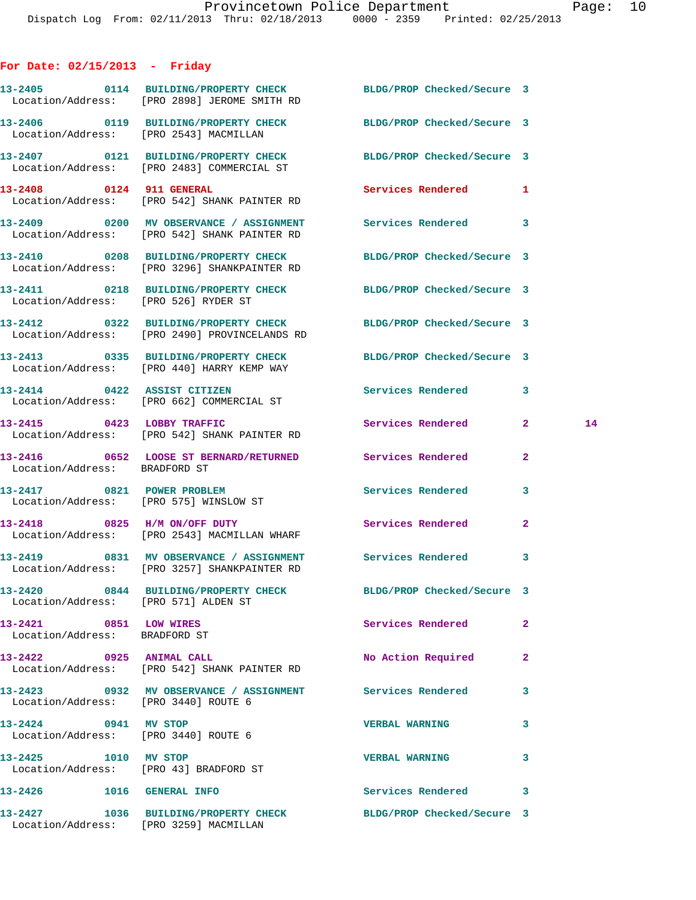**For Date: 02/15/2013 - Friday**

```
13-2405        0114  BUILDING/PROPERTY CHECK         BLDG/PROP Checked/Secure  3
  Location/Address:    [PRO 2898] JEROME SMITH RD

13-2406        0119  BUILDING/PROPERTY CHECK         BLDG/PROP Checked/Secure  3
  Location/Address:    [PRO 2543] MACMILLAN

13-2407        0121  BUILDING/PROPERTY CHECK         BLDG/PROP Checked/Secure  3
  Location/Address:    [PRO 2483] COMMERCIAL ST

13-2408        0124  911 GENERAL                     Services Rendered         1
  Location/Address:    [PRO 542] SHANK PAINTER RD

13-2409        0200  MV OBSERVANCE / ASSIGNMENT      Services Rendered         3
  Location/Address:    [PRO 542] SHANK PAINTER RD

13-2410        0208  BUILDING/PROPERTY CHECK         BLDG/PROP Checked/Secure  3
  Location/Address:    [PRO 3296] SHANKPAINTER RD

13-2411        0218  BUILDING/PROPERTY CHECK         BLDG/PROP Checked/Secure  3
  Location/Address:    [PRO 526] RYDER ST

13-2412        0322  BUILDING/PROPERTY CHECK         BLDG/PROP Checked/Secure  3
  Location/Address:    [PRO 2490] PROVINCELANDS RD

13-2413        0335  BUILDING/PROPERTY CHECK         BLDG/PROP Checked/Secure  3
  Location/Address:    [PRO 440] HARRY KEMP WAY

13-2414        0422  ASSIST CITIZEN                  Services Rendered         3
  Location/Address:    [PRO 662] COMMERCIAL ST

13-2415        0423  LOBBY TRAFFIC                   Services Rendered         2         14
  Location/Address:    [PRO 542] SHANK PAINTER RD

13-2416        0652  LOOSE ST BERNARD/RETURNED       Services Rendered         2
  Location/Address:    BRADFORD ST

13-2417        0821  POWER PROBLEM                   Services Rendered         3
  Location/Address:    [PRO 575] WINSLOW ST

13-2418        0825  H/M ON/OFF DUTY                 Services Rendered         2
  Location/Address:    [PRO 2543] MACMILLAN WHARF

13-2419        0831  MV OBSERVANCE / ASSIGNMENT      Services Rendered         3
  Location/Address:    [PRO 3257] SHANKPAINTER RD

13-2420        0844  BUILDING/PROPERTY CHECK         BLDG/PROP Checked/Secure  3
  Location/Address:    [PRO 571] ALDEN ST

13-2421        0851  LOW WIRES                       Services Rendered         2
  Location/Address:    BRADFORD ST

13-2422        0925  ANIMAL CALL                     No Action Required        2
  Location/Address:    [PRO 542] SHANK PAINTER RD

13-2423        0932  MV OBSERVANCE / ASSIGNMENT      Services Rendered         3
  Location/Address:    [PRO 3440] ROUTE 6

13-2424        0941  MV STOP                         VERBAL WARNING            3
  Location/Address:    [PRO 3440] ROUTE 6

13-2425        1010  MV STOP                         VERBAL WARNING            3
  Location/Address:    [PRO 43] BRADFORD ST

13-2426        1016  GENERAL INFO                    Services Rendered         3

13-2427        1036  BUILDING/PROPERTY CHECK         BLDG/PROP Checked/Secure  3
  Location/Address:    [PRO 3259] MACMILLAN
```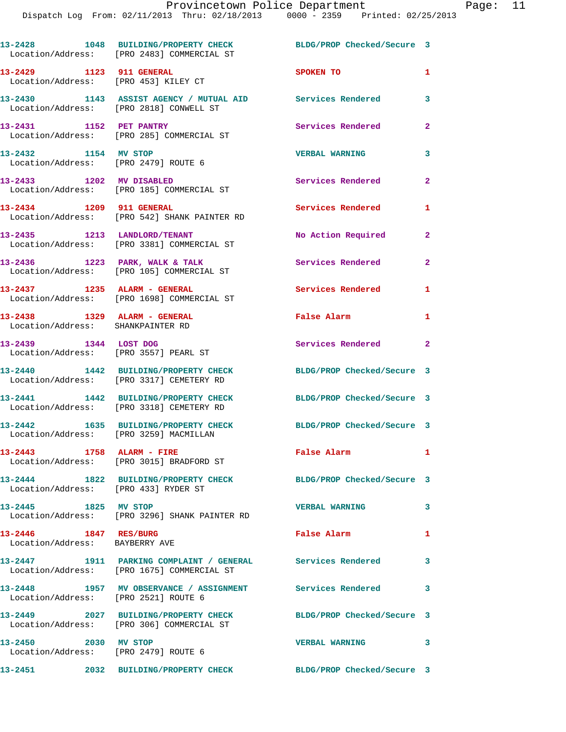13-2428 1048 BUILDING/PROPERTY CHECK BLDG/PROP Checked/Secure 3
Location/Address: [PRO 2483] COMMERCIAL ST

13-2429 1123 911 GENERAL SPOKEN TO 1
Location/Address: [PRO 453] KILEY CT

13-2430 1143 ASSIST AGENCY / MUTUAL AID Services Rendered 3
Location/Address: [PRO 2818] CONWELL ST

13-2431 1152 PET PANTRY Services Rendered 2
Location/Address: [PRO 285] COMMERCIAL ST

13-2432 1154 MV STOP VERBAL WARNING 3
Location/Address: [PRO 2479] ROUTE 6

13-2433 1202 MV DISABLED Services Rendered 2
Location/Address: [PRO 185] COMMERCIAL ST

13-2434 1209 911 GENERAL Services Rendered 1
Location/Address: [PRO 542] SHANK PAINTER RD

13-2435 1213 LANDLORD/TENANT No Action Required 2
Location/Address: [PRO 3381] COMMERCIAL ST

13-2436 1223 PARK, WALK & TALK Services Rendered 2
Location/Address: [PRO 105] COMMERCIAL ST

13-2437 1235 ALARM - GENERAL Services Rendered 1
Location/Address: [PRO 1698] COMMERCIAL ST

13-2438 1329 ALARM - GENERAL False Alarm 1
Location/Address: SHANKPAINTER RD

13-2439 1344 LOST DOG Services Rendered 2
Location/Address: [PRO 3557] PEARL ST

13-2440 1442 BUILDING/PROPERTY CHECK BLDG/PROP Checked/Secure 3
Location/Address: [PRO 3317] CEMETERY RD

13-2441 1442 BUILDING/PROPERTY CHECK BLDG/PROP Checked/Secure 3
Location/Address: [PRO 3318] CEMETERY RD

13-2442 1635 BUILDING/PROPERTY CHECK BLDG/PROP Checked/Secure 3
Location/Address: [PRO 3259] MACMILLAN

13-2443 1758 ALARM - FIRE False Alarm 1
Location/Address: [PRO 3015] BRADFORD ST

13-2444 1822 BUILDING/PROPERTY CHECK BLDG/PROP Checked/Secure 3
Location/Address: [PRO 433] RYDER ST

13-2445 1825 MV STOP VERBAL WARNING 3
Location/Address: [PRO 3296] SHANK PAINTER RD

13-2446 1847 RES/BURG False Alarm 1
Location/Address: BAYBERRY AVE

13-2447 1911 PARKING COMPLAINT / GENERAL Services Rendered 3
Location/Address: [PRO 1675] COMMERCIAL ST

13-2448 1957 MV OBSERVANCE / ASSIGNMENT Services Rendered 3
Location/Address: [PRO 2521] ROUTE 6

13-2449 2027 BUILDING/PROPERTY CHECK BLDG/PROP Checked/Secure 3
Location/Address: [PRO 306] COMMERCIAL ST

13-2450 2030 MV STOP VERBAL WARNING 3
Location/Address: [PRO 2479] ROUTE 6

13-2451 2032 BUILDING/PROPERTY CHECK BLDG/PROP Checked/Secure 3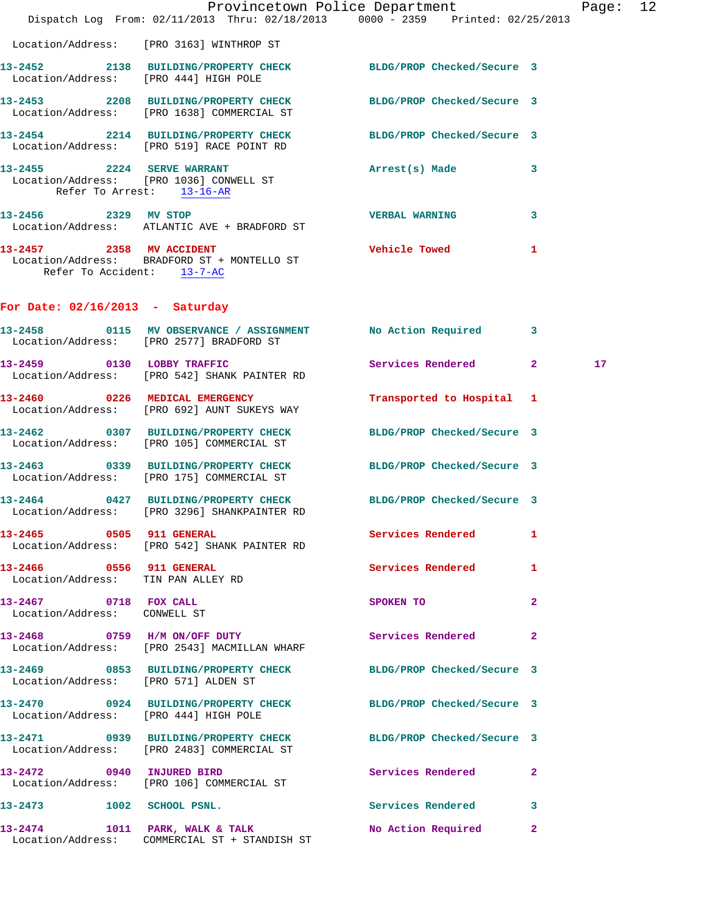Location/Address: [PRO 3163] WINTHROP ST

**13-2452** 2138 **BUILDING/PROPERTY CHECK** BLDG/PROP Checked/Secure 3
Location/Address: [PRO 444] HIGH POLE

**13-2453** 2208 **BUILDING/PROPERTY CHECK** BLDG/PROP Checked/Secure 3
Location/Address: [PRO 1638] COMMERCIAL ST

**13-2454** 2214 **BUILDING/PROPERTY CHECK** BLDG/PROP Checked/Secure 3
Location/Address: [PRO 519] RACE POINT RD

**13-2455** 2224 **SERVE WARRANT** Arrest(s) Made 3
Location/Address: [PRO 1036] CONWELL ST
Refer To Arrest: 13-16-AR

**13-2456** 2329 **MV STOP** VERBAL WARNING 3
Location/Address: ATLANTIC AVE + BRADFORD ST

**13-2457** 2358 **MV ACCIDENT** Vehicle Towed 1
Location/Address: BRADFORD ST + MONTELLO ST
Refer To Accident: 13-7-AC

## For Date: 02/16/2013 - Saturday

**13-2458** 0115 **MV OBSERVANCE / ASSIGNMENT** No Action Required 3
Location/Address: [PRO 2577] BRADFORD ST

**13-2459** 0130 **LOBBY TRAFFIC** Services Rendered 2 17
Location/Address: [PRO 542] SHANK PAINTER RD

**13-2460** 0226 **MEDICAL EMERGENCY** Transported to Hospital 1
Location/Address: [PRO 692] AUNT SUKEYS WAY

**13-2462** 0307 **BUILDING/PROPERTY CHECK** BLDG/PROP Checked/Secure 3
Location/Address: [PRO 105] COMMERCIAL ST

**13-2463** 0339 **BUILDING/PROPERTY CHECK** BLDG/PROP Checked/Secure 3
Location/Address: [PRO 175] COMMERCIAL ST

**13-2464** 0427 **BUILDING/PROPERTY CHECK** BLDG/PROP Checked/Secure 3
Location/Address: [PRO 3296] SHANKPAINTER RD

**13-2465** 0505 **911 GENERAL** Services Rendered 1
Location/Address: [PRO 542] SHANK PAINTER RD

**13-2466** 0556 **911 GENERAL** Services Rendered 1
Location/Address: TIN PAN ALLEY RD

**13-2467** 0718 **FOX CALL** SPOKEN TO 2
Location/Address: CONWELL ST

**13-2468** 0759 **H/M ON/OFF DUTY** Services Rendered 2
Location/Address: [PRO 2543] MACMILLAN WHARF

**13-2469** 0853 **BUILDING/PROPERTY CHECK** BLDG/PROP Checked/Secure 3
Location/Address: [PRO 571] ALDEN ST

**13-2470** 0924 **BUILDING/PROPERTY CHECK** BLDG/PROP Checked/Secure 3
Location/Address: [PRO 444] HIGH POLE

**13-2471** 0939 **BUILDING/PROPERTY CHECK** BLDG/PROP Checked/Secure 3
Location/Address: [PRO 2483] COMMERCIAL ST

**13-2472** 0940 **INJURED BIRD** Services Rendered 2
Location/Address: [PRO 106] COMMERCIAL ST

**13-2473** 1002 **SCHOOL PSNL.** Services Rendered 3

**13-2474** 1011 **PARK, WALK & TALK** No Action Required 2
Location/Address: COMMERCIAL ST + STANDISH ST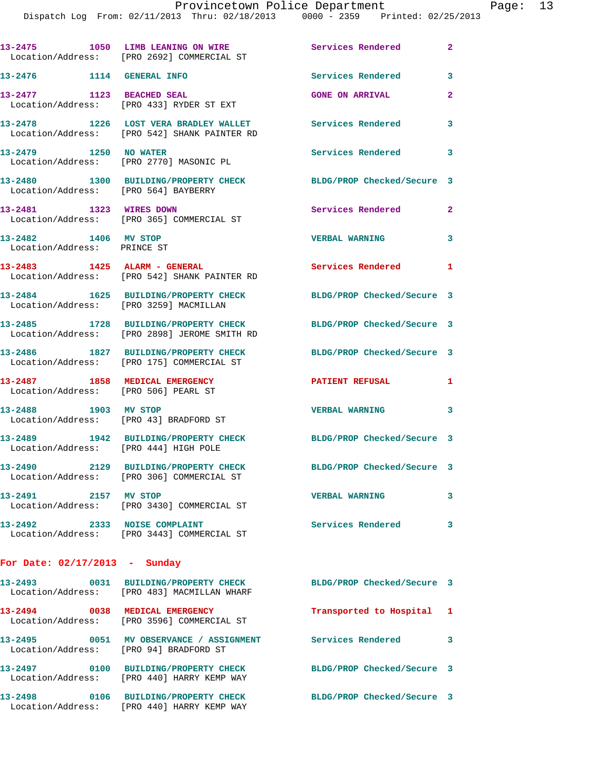13-2475 1050 LIMB LEANING ON WIRE Services Rendered 2
Location/Address: [PRO 2692] COMMERCIAL ST

13-2476 1114 GENERAL INFO Services Rendered 3

13-2477 1123 BEACHED SEAL GONE ON ARRIVAL 2
Location/Address: [PRO 433] RYDER ST EXT

13-2478 1226 LOST VERA BRADLEY WALLET Services Rendered 3
Location/Address: [PRO 542] SHANK PAINTER RD

13-2479 1250 NO WATER Services Rendered 3
Location/Address: [PRO 2770] MASONIC PL

13-2480 1300 BUILDING/PROPERTY CHECK BLDG/PROP Checked/Secure 3
Location/Address: [PRO 564] BAYBERRY

13-2481 1323 WIRES DOWN Services Rendered 2
Location/Address: [PRO 365] COMMERCIAL ST

13-2482 1406 MV STOP VERBAL WARNING 3
Location/Address: PRINCE ST

13-2483 1425 ALARM - GENERAL Services Rendered 1
Location/Address: [PRO 542] SHANK PAINTER RD

13-2484 1625 BUILDING/PROPERTY CHECK BLDG/PROP Checked/Secure 3
Location/Address: [PRO 3259] MACMILLAN

13-2485 1728 BUILDING/PROPERTY CHECK BLDG/PROP Checked/Secure 3
Location/Address: [PRO 2898] JEROME SMITH RD

13-2486 1827 BUILDING/PROPERTY CHECK BLDG/PROP Checked/Secure 3
Location/Address: [PRO 175] COMMERCIAL ST

13-2487 1858 MEDICAL EMERGENCY PATIENT REFUSAL 1
Location/Address: [PRO 506] PEARL ST

13-2488 1903 MV STOP VERBAL WARNING 3
Location/Address: [PRO 43] BRADFORD ST

13-2489 1942 BUILDING/PROPERTY CHECK BLDG/PROP Checked/Secure 3
Location/Address: [PRO 444] HIGH POLE

13-2490 2129 BUILDING/PROPERTY CHECK BLDG/PROP Checked/Secure 3
Location/Address: [PRO 306] COMMERCIAL ST

13-2491 2157 MV STOP VERBAL WARNING 3
Location/Address: [PRO 3430] COMMERCIAL ST

13-2492 2333 NOISE COMPLAINT Services Rendered 3
Location/Address: [PRO 3443] COMMERCIAL ST

**For Date: 02/17/2013 - Sunday**

13-2493 0031 BUILDING/PROPERTY CHECK BLDG/PROP Checked/Secure 3
Location/Address: [PRO 483] MACMILLAN WHARF

13-2494 0038 MEDICAL EMERGENCY Transported to Hospital 1
Location/Address: [PRO 3596] COMMERCIAL ST

13-2495 0051 MV OBSERVANCE / ASSIGNMENT Services Rendered 3
Location/Address: [PRO 94] BRADFORD ST

13-2497 0100 BUILDING/PROPERTY CHECK BLDG/PROP Checked/Secure 3
Location/Address: [PRO 440] HARRY KEMP WAY

13-2498 0106 BUILDING/PROPERTY CHECK BLDG/PROP Checked/Secure 3
Location/Address: [PRO 440] HARRY KEMP WAY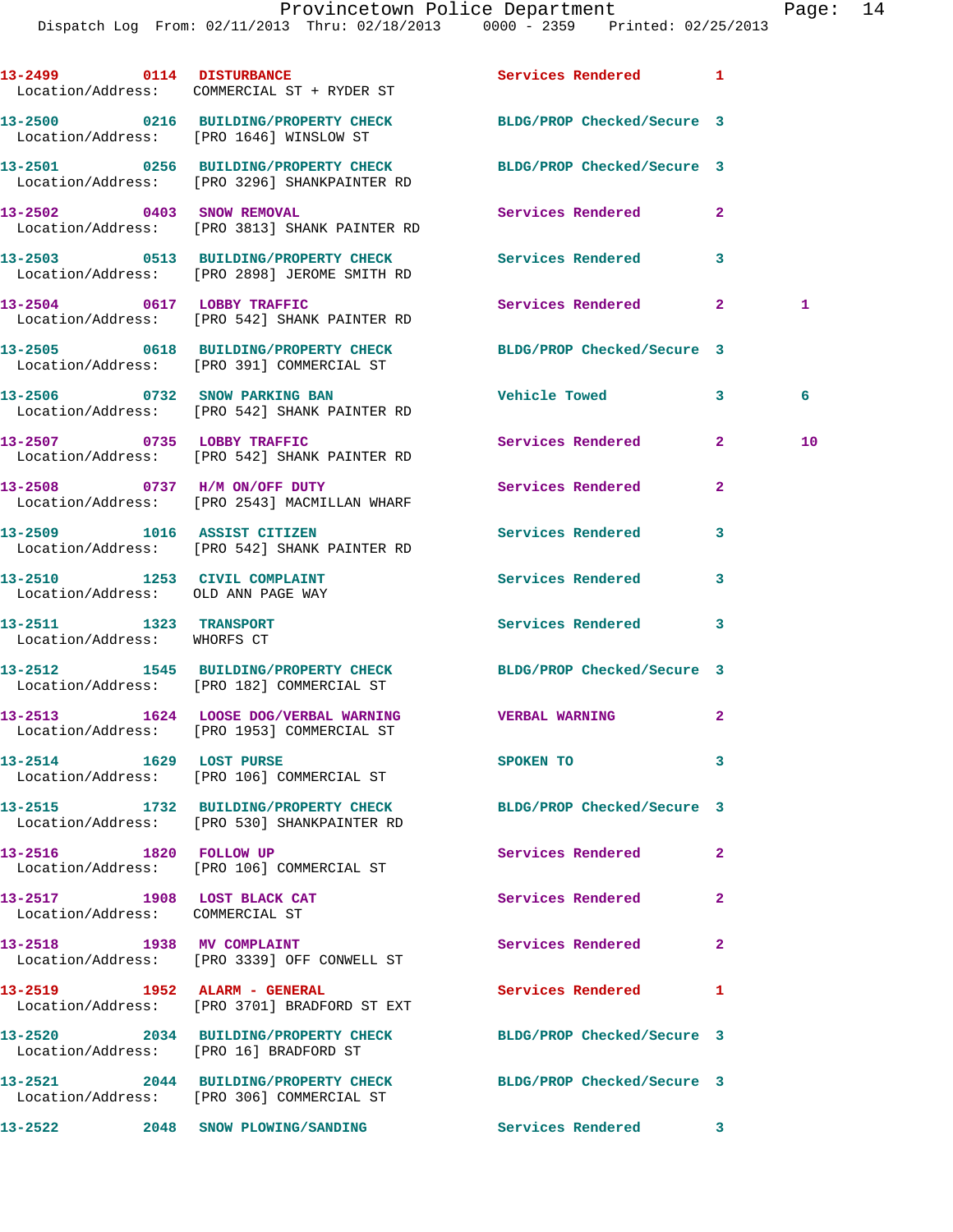13-2499 0114 DISTURBANCE Services Rendered 1
Location/Address: COMMERCIAL ST + RYDER ST

13-2500 0216 BUILDING/PROPERTY CHECK BLDG/PROP Checked/Secure 3
Location/Address: [PRO 1646] WINSLOW ST

13-2501 0256 BUILDING/PROPERTY CHECK BLDG/PROP Checked/Secure 3
Location/Address: [PRO 3296] SHANKPAINTER RD

13-2502 0403 SNOW REMOVAL Services Rendered 2
Location/Address: [PRO 3813] SHANK PAINTER RD

13-2503 0513 BUILDING/PROPERTY CHECK Services Rendered 3
Location/Address: [PRO 2898] JEROME SMITH RD

13-2504 0617 LOBBY TRAFFIC Services Rendered 2 1
Location/Address: [PRO 542] SHANK PAINTER RD

13-2505 0618 BUILDING/PROPERTY CHECK BLDG/PROP Checked/Secure 3
Location/Address: [PRO 391] COMMERCIAL ST

13-2506 0732 SNOW PARKING BAN Vehicle Towed 3 6
Location/Address: [PRO 542] SHANK PAINTER RD

13-2507 0735 LOBBY TRAFFIC Services Rendered 2 10
Location/Address: [PRO 542] SHANK PAINTER RD

13-2508 0737 H/M ON/OFF DUTY Services Rendered 2
Location/Address: [PRO 2543] MACMILLAN WHARF

13-2509 1016 ASSIST CITIZEN Services Rendered 3
Location/Address: [PRO 542] SHANK PAINTER RD

13-2510 1253 CIVIL COMPLAINT Services Rendered 3
Location/Address: OLD ANN PAGE WAY

13-2511 1323 TRANSPORT Services Rendered 3
Location/Address: WHORFS CT

13-2512 1545 BUILDING/PROPERTY CHECK BLDG/PROP Checked/Secure 3
Location/Address: [PRO 182] COMMERCIAL ST

13-2513 1624 LOOSE DOG/VERBAL WARNING VERBAL WARNING 2
Location/Address: [PRO 1953] COMMERCIAL ST

13-2514 1629 LOST PURSE SPOKEN TO 3
Location/Address: [PRO 106] COMMERCIAL ST

13-2515 1732 BUILDING/PROPERTY CHECK BLDG/PROP Checked/Secure 3
Location/Address: [PRO 530] SHANKPAINTER RD

13-2516 1820 FOLLOW UP Services Rendered 2
Location/Address: [PRO 106] COMMERCIAL ST

13-2517 1908 LOST BLACK CAT Services Rendered 2
Location/Address: COMMERCIAL ST

13-2518 1938 MV COMPLAINT Services Rendered 2
Location/Address: [PRO 3339] OFF CONWELL ST

13-2519 1952 ALARM - GENERAL Services Rendered 1
Location/Address: [PRO 3701] BRADFORD ST EXT

13-2520 2034 BUILDING/PROPERTY CHECK BLDG/PROP Checked/Secure 3
Location/Address: [PRO 16] BRADFORD ST

13-2521 2044 BUILDING/PROPERTY CHECK BLDG/PROP Checked/Secure 3
Location/Address: [PRO 306] COMMERCIAL ST

13-2522 2048 SNOW PLOWING/SANDING Services Rendered 3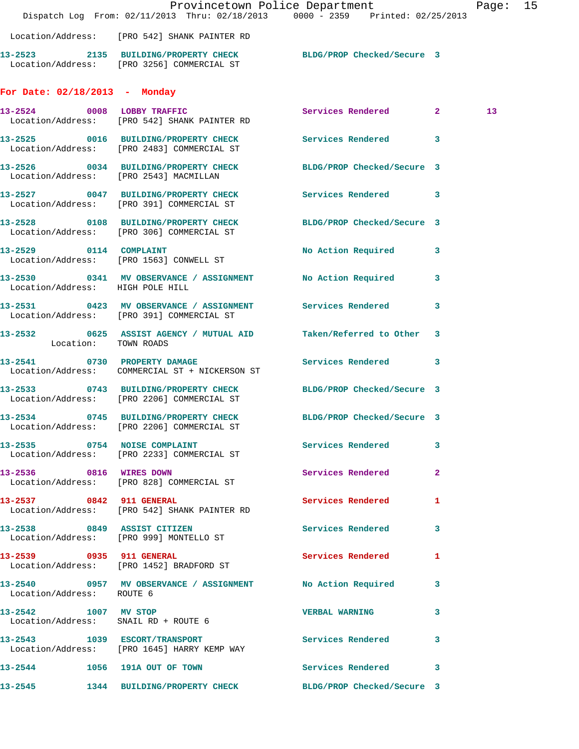Location/Address: [PRO 542] SHANK PAINTER RD

**13-2523 2135 BUILDING/PROPERTY CHECK** BLDG/PROP Checked/Secure 3
Location/Address: [PRO 3256] COMMERCIAL ST

## For Date: 02/18/2013 - Monday

**13-2524 0008 LOBBY TRAFFIC** Services Rendered 2 13
Location/Address: [PRO 542] SHANK PAINTER RD

**13-2525 0016 BUILDING/PROPERTY CHECK** Services Rendered 3
Location/Address: [PRO 2483] COMMERCIAL ST

**13-2526 0034 BUILDING/PROPERTY CHECK** BLDG/PROP Checked/Secure 3
Location/Address: [PRO 2543] MACMILLAN

**13-2527 0047 BUILDING/PROPERTY CHECK** Services Rendered 3
Location/Address: [PRO 391] COMMERCIAL ST

**13-2528 0108 BUILDING/PROPERTY CHECK** BLDG/PROP Checked/Secure 3
Location/Address: [PRO 306] COMMERCIAL ST

**13-2529 0114 COMPLAINT** No Action Required 3
Location/Address: [PRO 1563] CONWELL ST

**13-2530 0341 MV OBSERVANCE / ASSIGNMENT** No Action Required 3
Location/Address: HIGH POLE HILL

**13-2531 0423 MV OBSERVANCE / ASSIGNMENT** Services Rendered 3
Location/Address: [PRO 391] COMMERCIAL ST

**13-2532 0625 ASSIST AGENCY / MUTUAL AID** Taken/Referred to Other 3
Location: TOWN ROADS

**13-2541 0730 PROPERTY DAMAGE** Services Rendered 3
Location/Address: COMMERCIAL ST + NICKERSON ST

**13-2533 0743 BUILDING/PROPERTY CHECK** BLDG/PROP Checked/Secure 3
Location/Address: [PRO 2206] COMMERCIAL ST

**13-2534 0745 BUILDING/PROPERTY CHECK** BLDG/PROP Checked/Secure 3
Location/Address: [PRO 2206] COMMERCIAL ST

**13-2535 0754 NOISE COMPLAINT** Services Rendered 3
Location/Address: [PRO 2233] COMMERCIAL ST

**13-2536 0816 WIRES DOWN** Services Rendered 2
Location/Address: [PRO 828] COMMERCIAL ST

**13-2537 0842 911 GENERAL** Services Rendered 1
Location/Address: [PRO 542] SHANK PAINTER RD

**13-2538 0849 ASSIST CITIZEN** Services Rendered 3
Location/Address: [PRO 999] MONTELLO ST

**13-2539 0935 911 GENERAL** Services Rendered 1
Location/Address: [PRO 1452] BRADFORD ST

**13-2540 0957 MV OBSERVANCE / ASSIGNMENT** No Action Required 3
Location/Address: ROUTE 6

**13-2542 1007 MV STOP** VERBAL WARNING 3
Location/Address: SNAIL RD + ROUTE 6

**13-2543 1039 ESCORT/TRANSPORT** Services Rendered 3
Location/Address: [PRO 1645] HARRY KEMP WAY

**13-2544 1056 191A OUT OF TOWN** Services Rendered 3

**13-2545 1344 BUILDING/PROPERTY CHECK** BLDG/PROP Checked/Secure 3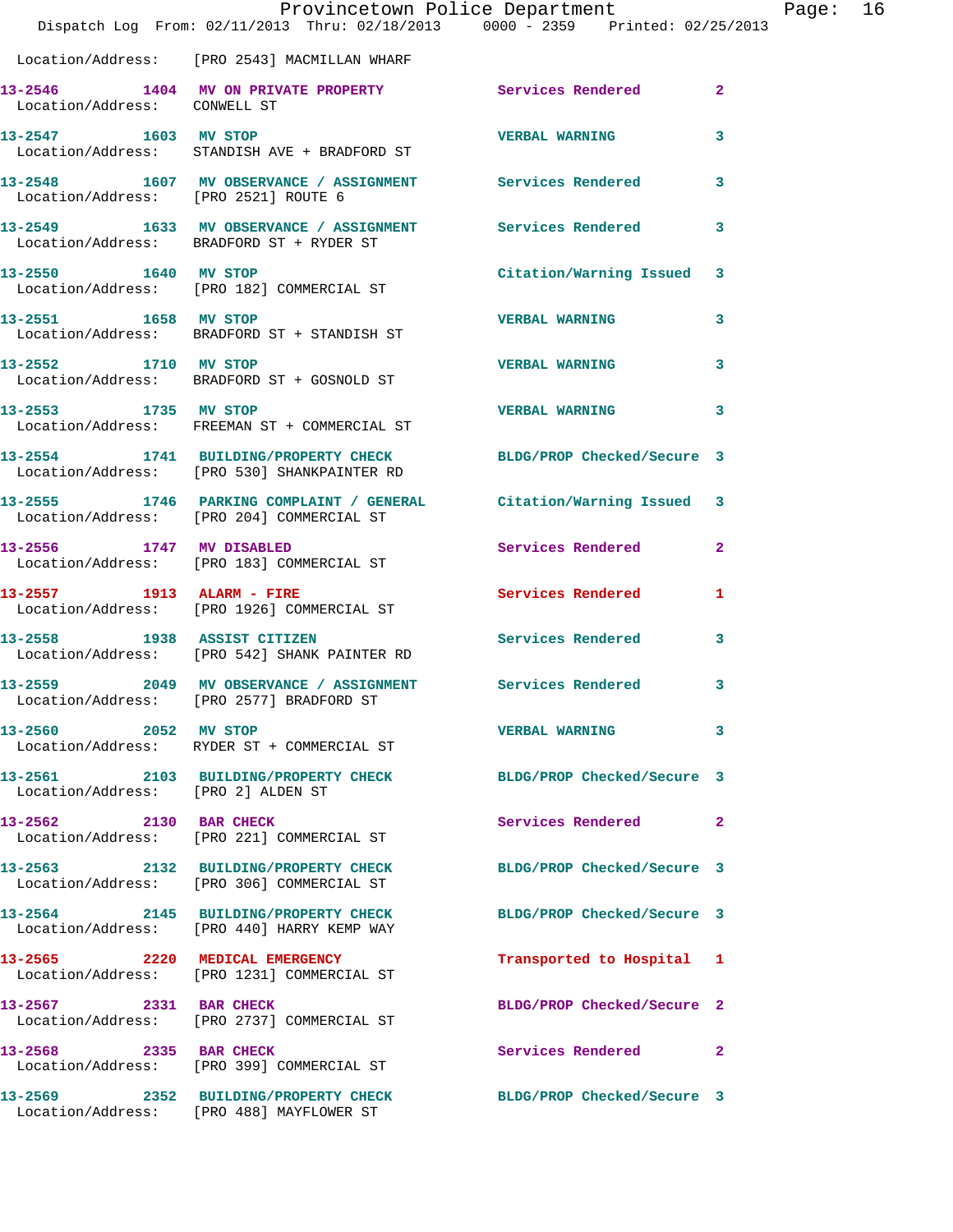Location/Address: [PRO 2543] MACMILLAN WHARF

| | | | | |
|---|---|---|---|---|
| 13-2546 | 1404 | MV ON PRIVATE PROPERTY | Services Rendered | 2 |
| Location/Address: | CONWELL ST | | | |
| 13-2547 | 1603 | MV STOP | VERBAL WARNING | 3 |
| Location/Address: | STANDISH AVE + BRADFORD ST | | | |
| 13-2548 | 1607 | MV OBSERVANCE / ASSIGNMENT | Services Rendered | 3 |
| Location/Address: | [PRO 2521] ROUTE 6 | | | |
| 13-2549 | 1633 | MV OBSERVANCE / ASSIGNMENT | Services Rendered | 3 |
| Location/Address: | BRADFORD ST + RYDER ST | | | |
| 13-2550 | 1640 | MV STOP | Citation/Warning Issued | 3 |
| Location/Address: | [PRO 182] COMMERCIAL ST | | | |
| 13-2551 | 1658 | MV STOP | VERBAL WARNING | 3 |
| Location/Address: | BRADFORD ST + STANDISH ST | | | |
| 13-2552 | 1710 | MV STOP | VERBAL WARNING | 3 |
| Location/Address: | BRADFORD ST + GOSNOLD ST | | | |
| 13-2553 | 1735 | MV STOP | VERBAL WARNING | 3 |
| Location/Address: | FREEMAN ST + COMMERCIAL ST | | | |
| 13-2554 | 1741 | BUILDING/PROPERTY CHECK | BLDG/PROP Checked/Secure | 3 |
| Location/Address: | [PRO 530] SHANKPAINTER RD | | | |
| 13-2555 | 1746 | PARKING COMPLAINT / GENERAL | Citation/Warning Issued | 3 |
| Location/Address: | [PRO 204] COMMERCIAL ST | | | |
| 13-2556 | 1747 | MV DISABLED | Services Rendered | 2 |
| Location/Address: | [PRO 183] COMMERCIAL ST | | | |
| 13-2557 | 1913 | ALARM - FIRE | Services Rendered | 1 |
| Location/Address: | [PRO 1926] COMMERCIAL ST | | | |
| 13-2558 | 1938 | ASSIST CITIZEN | Services Rendered | 3 |
| Location/Address: | [PRO 542] SHANK PAINTER RD | | | |
| 13-2559 | 2049 | MV OBSERVANCE / ASSIGNMENT | Services Rendered | 3 |
| Location/Address: | [PRO 2577] BRADFORD ST | | | |
| 13-2560 | 2052 | MV STOP | VERBAL WARNING | 3 |
| Location/Address: | RYDER ST + COMMERCIAL ST | | | |
| 13-2561 | 2103 | BUILDING/PROPERTY CHECK | BLDG/PROP Checked/Secure | 3 |
| Location/Address: | [PRO 2] ALDEN ST | | | |
| 13-2562 | 2130 | BAR CHECK | Services Rendered | 2 |
| Location/Address: | [PRO 221] COMMERCIAL ST | | | |
| 13-2563 | 2132 | BUILDING/PROPERTY CHECK | BLDG/PROP Checked/Secure | 3 |
| Location/Address: | [PRO 306] COMMERCIAL ST | | | |
| 13-2564 | 2145 | BUILDING/PROPERTY CHECK | BLDG/PROP Checked/Secure | 3 |
| Location/Address: | [PRO 440] HARRY KEMP WAY | | | |
| 13-2565 | 2220 | MEDICAL EMERGENCY | Transported to Hospital | 1 |
| Location/Address: | [PRO 1231] COMMERCIAL ST | | | |
| 13-2567 | 2331 | BAR CHECK | BLDG/PROP Checked/Secure | 2 |
| Location/Address: | [PRO 2737] COMMERCIAL ST | | | |
| 13-2568 | 2335 | BAR CHECK | Services Rendered | 2 |
| Location/Address: | [PRO 399] COMMERCIAL ST | | | |
| 13-2569 | 2352 | BUILDING/PROPERTY CHECK | BLDG/PROP Checked/Secure | 3 |
| Location/Address: | [PRO 488] MAYFLOWER ST | | | |